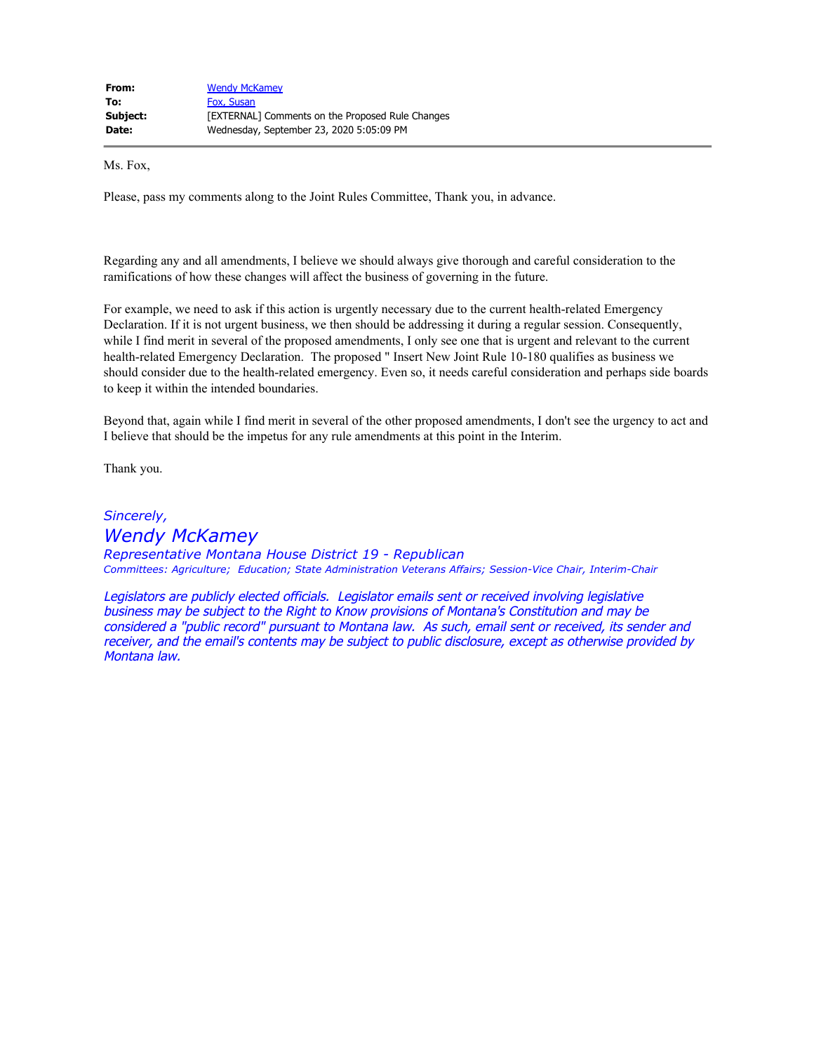| | |
|---|---|
| **From:** | Wendy McKamey |
| **To:** | Fox, Susan |
| **Subject:** | [EXTERNAL] Comments on the Proposed Rule Changes |
| **Date:** | Wednesday, September 23, 2020 5:05:09 PM |

---

Ms. Fox,

Please, pass my comments along to the Joint Rules Committee, Thank you, in advance.

Regarding any and all amendments, I believe we should always give thorough and careful consideration to the ramifications of how these changes will affect the business of governing in the future.

For example, we need to ask if this action is urgently necessary due to the current health-related Emergency Declaration. If it is not urgent business, we then should be addressing it during a regular session. Consequently, while I find merit in several of the proposed amendments, I only see one that is urgent and relevant to the current health-related Emergency Declaration. The proposed " Insert New Joint Rule 10-180 qualifies as business we should consider due to the health-related emergency. Even so, it needs careful consideration and perhaps side boards to keep it within the intended boundaries.

Beyond that, again while I find merit in several of the other proposed amendments, I don't see the urgency to act and I believe that should be the impetus for any rule amendments at this point in the Interim.

Thank you.

*Sincerely,*

*Wendy McKamey*

*Representative Montana House District 19 - Republican*

*Committees: Agriculture; Education; State Administration Veterans Affairs; Session-Vice Chair, Interim-Chair*

*Legislators are publicly elected officials. Legislator emails sent or received involving legislative business may be subject to the Right to Know provisions of Montana's Constitution and may be considered a "public record" pursuant to Montana law. As such, email sent or received, its sender and receiver, and the email's contents may be subject to public disclosure, except as otherwise provided by Montana law.*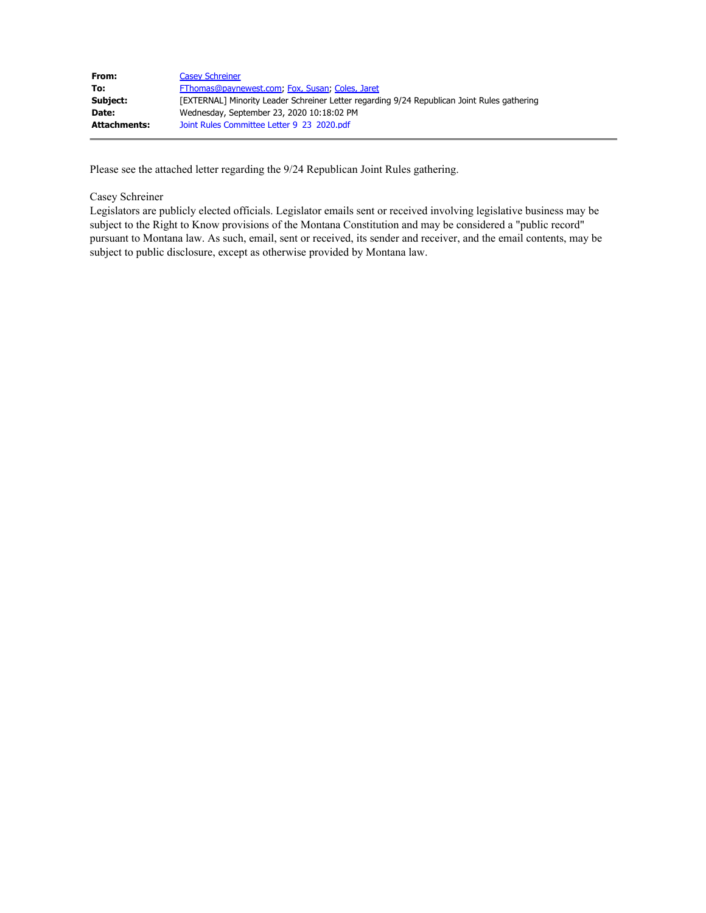| | |
|---|---|
| **From:** | Casey Schreiner |
| **To:** | FThomas@paynewest.com; Fox, Susan; Coles, Jaret |
| **Subject:** | [EXTERNAL] Minority Leader Schreiner Letter regarding 9/24 Republican Joint Rules gathering |
| **Date:** | Wednesday, September 23, 2020 10:18:02 PM |
| **Attachments:** | Joint Rules Committee Letter 9 23 2020.pdf |

Please see the attached letter regarding the 9/24 Republican Joint Rules gathering.

Casey Schreiner
Legislators are publicly elected officials. Legislator emails sent or received involving legislative business may be subject to the Right to Know provisions of the Montana Constitution and may be considered a "public record" pursuant to Montana law. As such, email, sent or received, its sender and receiver, and the email contents, may be subject to public disclosure, except as otherwise provided by Montana law.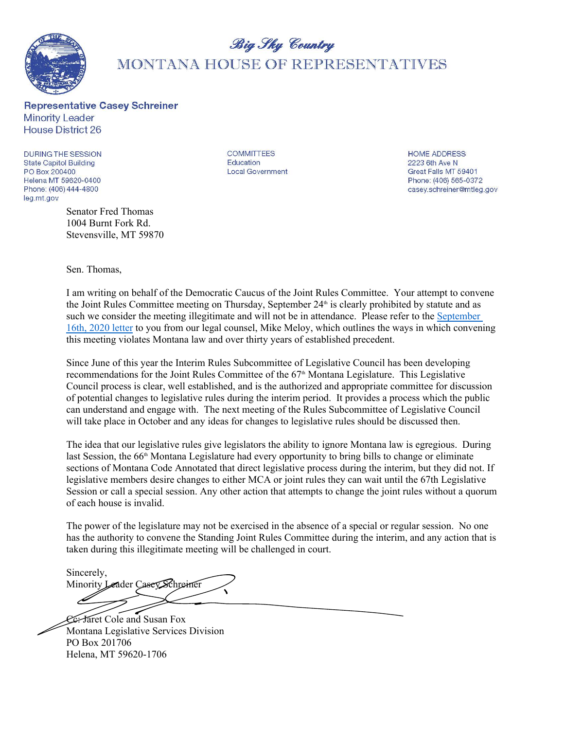# Big Sky Country

# MONTANA HOUSE OF REPRESENTATIVES

**Representative Casey Schreiner**
Minority Leader
House District 26

DURING THE SESSION
State Capitol Building
PO Box 200400
Helena MT 59620-0400
Phone: (406) 444-4800
leg.mt.gov

COMMITTEES
Education
Local Government

HOME ADDRESS
2223 6th Ave N
Great Falls MT 59401
Phone: (406) 565-0372
casey.schreiner@mtleg.gov

Senator Fred Thomas
1004 Burnt Fork Rd.
Stevensville, MT 59870

Sen. Thomas,

I am writing on behalf of the Democratic Caucus of the Joint Rules Committee. Your attempt to convene the Joint Rules Committee meeting on Thursday, September 24th is clearly prohibited by statute and as such we consider the meeting illegitimate and will not be in attendance. Please refer to the September 16th, 2020 letter to you from our legal counsel, Mike Meloy, which outlines the ways in which convening this meeting violates Montana law and over thirty years of established precedent.

Since June of this year the Interim Rules Subcommittee of Legislative Council has been developing recommendations for the Joint Rules Committee of the 67th Montana Legislature. This Legislative Council process is clear, well established, and is the authorized and appropriate committee for discussion of potential changes to legislative rules during the interim period. It provides a process which the public can understand and engage with. The next meeting of the Rules Subcommittee of Legislative Council will take place in October and any ideas for changes to legislative rules should be discussed then.

The idea that our legislative rules give legislators the ability to ignore Montana law is egregious. During last Session, the 66th Montana Legislature had every opportunity to bring bills to change or eliminate sections of Montana Code Annotated that direct legislative process during the interim, but they did not. If legislative members desire changes to either MCA or joint rules they can wait until the 67th Legislative Session or call a special session. Any other action that attempts to change the joint rules without a quorum of each house is invalid.

The power of the legislature may not be exercised in the absence of a special or regular session. No one has the authority to convene the Standing Joint Rules Committee during the interim, and any action that is taken during this illegitimate meeting will be challenged in court.

Sincerely,
Minority Leader Casey Schreiner

Cc: Jaret Cole and Susan Fox
Montana Legislative Services Division
PO Box 201706
Helena, MT 59620-1706